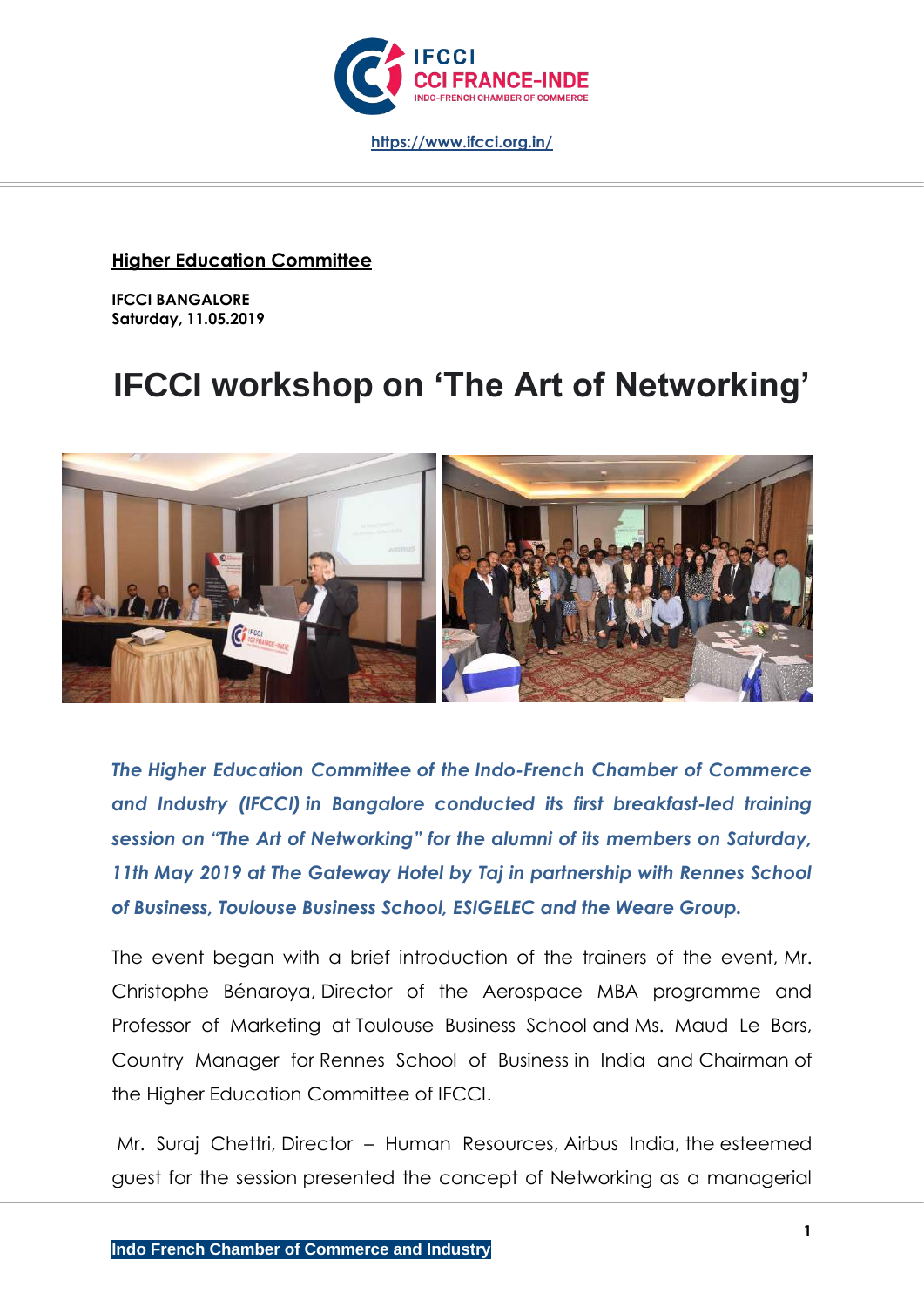https://www.ifcci.org.in/

**Higher Education Committee**

**IFCCI BANGALORE**
**Saturday, 11.05.2019**

# IFCCI workshop on 'The Art of Networking'

***The Higher Education Committee of the Indo-French Chamber of Commerce and Industry (IFCCI) in Bangalore conducted its first breakfast-led training session on "The Art of Networking" for the alumni of its members on Saturday, 11th May 2019 at The Gateway Hotel by Taj in partnership with Rennes School of Business, Toulouse Business School, ESIGELEC and the Weare Group.***

The event began with a brief introduction of the trainers of the event, Mr. Christophe Bénaroya, Director of the Aerospace MBA programme and Professor of Marketing at Toulouse Business School and Ms. Maud Le Bars, Country Manager for Rennes School of Business in India and Chairman of the Higher Education Committee of IFCCI.

Mr. Suraj Chettri, Director – Human Resources, Airbus India, the esteemed guest for the session presented the concept of Networking as a managerial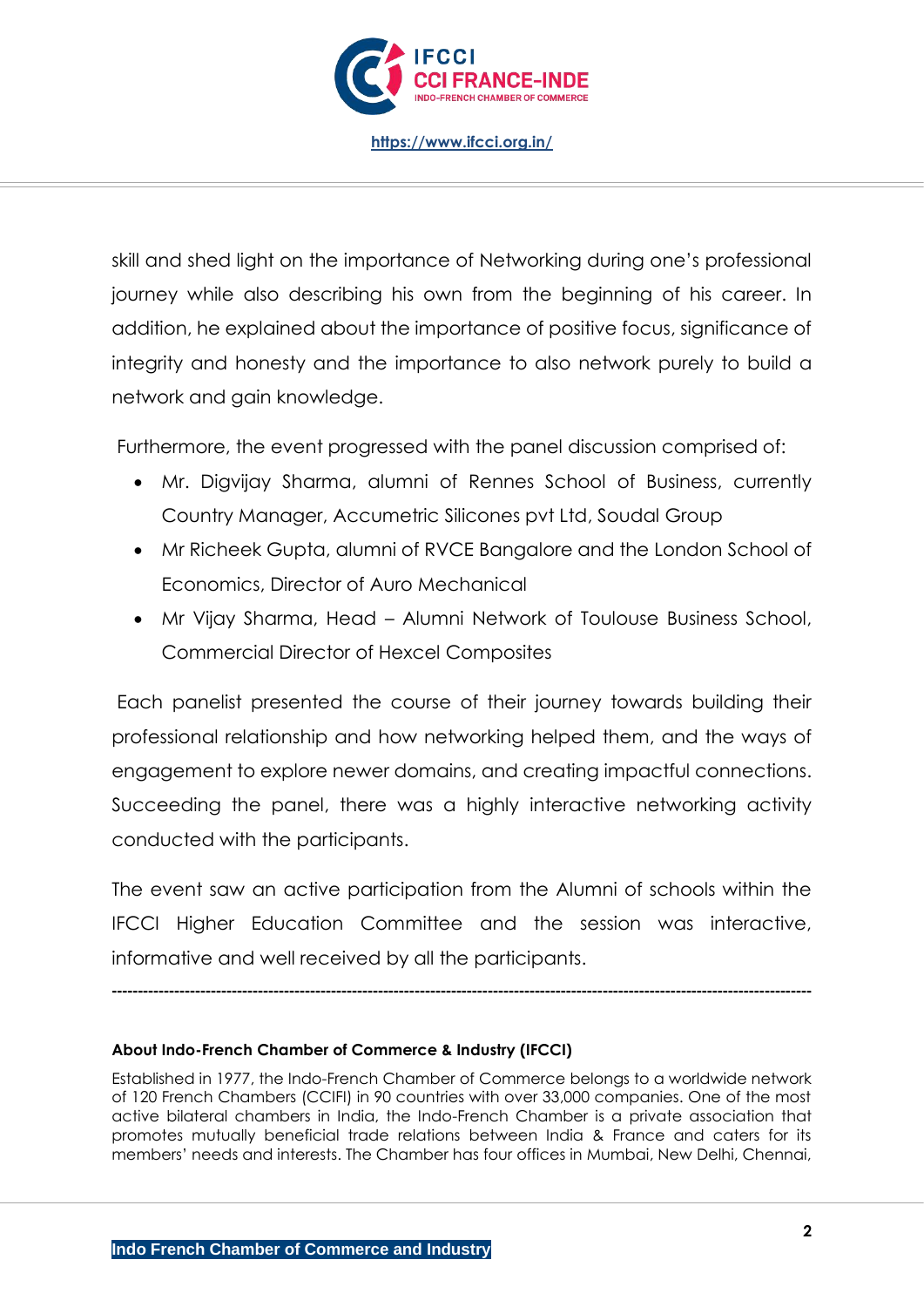skill and shed light on the importance of Networking during one's professional journey while also describing his own from the beginning of his career. In addition, he explained about the importance of positive focus, significance of integrity and honesty and the importance to also network purely to build a network and gain knowledge.

Furthermore, the event progressed with the panel discussion comprised of:

- Mr. Digvijay Sharma, alumni of Rennes School of Business, currently Country Manager, Accumetric Silicones pvt Ltd, Soudal Group
- Mr Richeek Gupta, alumni of RVCE Bangalore and the London School of Economics, Director of Auro Mechanical
- Mr Vijay Sharma, Head – Alumni Network of Toulouse Business School, Commercial Director of Hexcel Composites

Each panelist presented the course of their journey towards building their professional relationship and how networking helped them, and the ways of engagement to explore newer domains, and creating impactful connections. Succeeding the panel, there was a highly interactive networking activity conducted with the participants.

The event saw an active participation from the Alumni of schools within the IFCCI Higher Education Committee and the session was interactive, informative and well received by all the participants.

---

**About Indo-French Chamber of Commerce & Industry (IFCCI)**

Established in 1977, the Indo-French Chamber of Commerce belongs to a worldwide network of 120 French Chambers (CCIFI) in 90 countries with over 33,000 companies. One of the most active bilateral chambers in India, the Indo-French Chamber is a private association that promotes mutually beneficial trade relations between India & France and caters for its members' needs and interests. The Chamber has four offices in Mumbai, New Delhi, Chennai,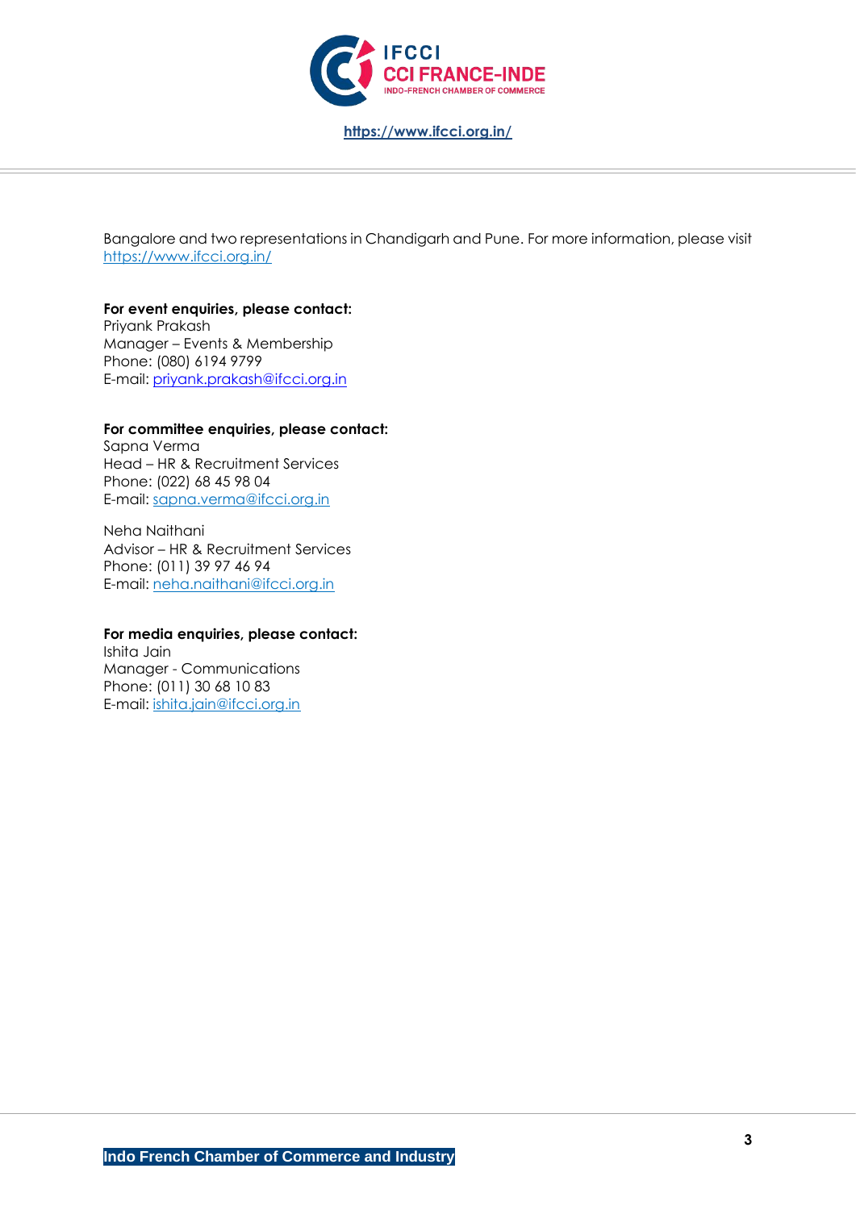Bangalore and two representations in Chandigarh and Pune. For more information, please visit https://www.ifcci.org.in/

**For event enquiries, please contact:**
Priyank Prakash
Manager – Events & Membership
Phone: (080) 6194 9799
E-mail: priyank.prakash@ifcci.org.in

**For committee enquiries, please contact:**
Sapna Verma
Head – HR & Recruitment Services
Phone: (022) 68 45 98 04
E-mail: sapna.verma@ifcci.org.in

Neha Naithani
Advisor – HR & Recruitment Services
Phone: (011) 39 97 46 94
E-mail: neha.naithani@ifcci.org.in

**For media enquiries, please contact:**
Ishita Jain
Manager - Communications
Phone: (011) 30 68 10 83
E-mail: ishita.jain@ifcci.org.in